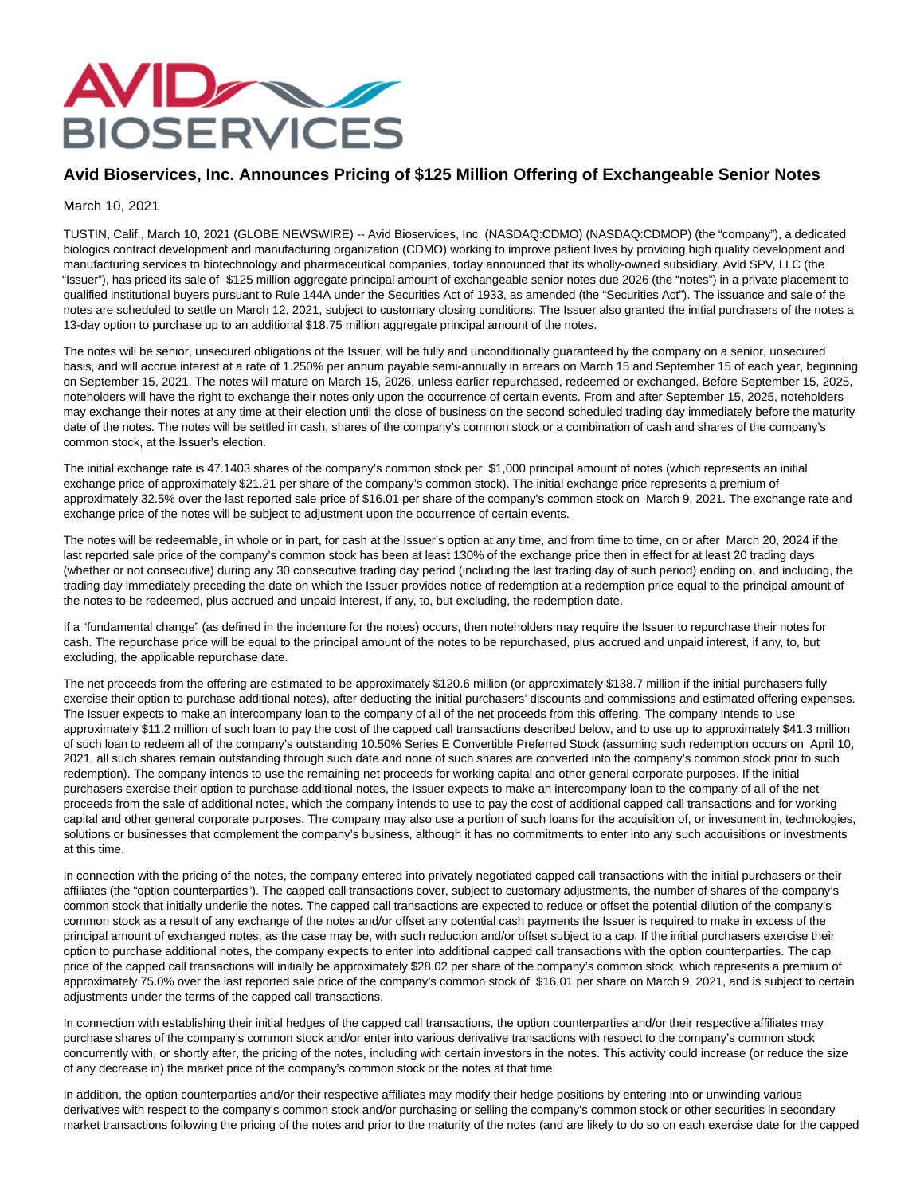# Avid Bioservices, Inc. Announces Pricing of $125 Million Offering of Exchangeable Senior Notes

March 10, 2021

TUSTIN, Calif., March 10, 2021 (GLOBE NEWSWIRE) -- Avid Bioservices, Inc. (NASDAQ:CDMO) (NASDAQ:CDMOP) (the "company"), a dedicated biologics contract development and manufacturing organization (CDMO) working to improve patient lives by providing high quality development and manufacturing services to biotechnology and pharmaceutical companies, today announced that its wholly-owned subsidiary, Avid SPV, LLC (the "Issuer"), has priced its sale of $125 million aggregate principal amount of exchangeable senior notes due 2026 (the "notes") in a private placement to qualified institutional buyers pursuant to Rule 144A under the Securities Act of 1933, as amended (the "Securities Act"). The issuance and sale of the notes are scheduled to settle on March 12, 2021, subject to customary closing conditions. The Issuer also granted the initial purchasers of the notes a 13-day option to purchase up to an additional $18.75 million aggregate principal amount of the notes.

The notes will be senior, unsecured obligations of the Issuer, will be fully and unconditionally guaranteed by the company on a senior, unsecured basis, and will accrue interest at a rate of 1.250% per annum payable semi-annually in arrears on March 15 and September 15 of each year, beginning on September 15, 2021. The notes will mature on March 15, 2026, unless earlier repurchased, redeemed or exchanged. Before September 15, 2025, noteholders will have the right to exchange their notes only upon the occurrence of certain events. From and after September 15, 2025, noteholders may exchange their notes at any time at their election until the close of business on the second scheduled trading day immediately before the maturity date of the notes. The notes will be settled in cash, shares of the company's common stock or a combination of cash and shares of the company's common stock, at the Issuer's election.

The initial exchange rate is 47.1403 shares of the company's common stock per $1,000 principal amount of notes (which represents an initial exchange price of approximately $21.21 per share of the company's common stock). The initial exchange price represents a premium of approximately 32.5% over the last reported sale price of $16.01 per share of the company's common stock on March 9, 2021. The exchange rate and exchange price of the notes will be subject to adjustment upon the occurrence of certain events.

The notes will be redeemable, in whole or in part, for cash at the Issuer's option at any time, and from time to time, on or after March 20, 2024 if the last reported sale price of the company's common stock has been at least 130% of the exchange price then in effect for at least 20 trading days (whether or not consecutive) during any 30 consecutive trading day period (including the last trading day of such period) ending on, and including, the trading day immediately preceding the date on which the Issuer provides notice of redemption at a redemption price equal to the principal amount of the notes to be redeemed, plus accrued and unpaid interest, if any, to, but excluding, the redemption date.

If a "fundamental change" (as defined in the indenture for the notes) occurs, then noteholders may require the Issuer to repurchase their notes for cash. The repurchase price will be equal to the principal amount of the notes to be repurchased, plus accrued and unpaid interest, if any, to, but excluding, the applicable repurchase date.

The net proceeds from the offering are estimated to be approximately $120.6 million (or approximately $138.7 million if the initial purchasers fully exercise their option to purchase additional notes), after deducting the initial purchasers' discounts and commissions and estimated offering expenses. The Issuer expects to make an intercompany loan to the company of all of the net proceeds from this offering. The company intends to use approximately $11.2 million of such loan to pay the cost of the capped call transactions described below, and to use up to approximately $41.3 million of such loan to redeem all of the company's outstanding 10.50% Series E Convertible Preferred Stock (assuming such redemption occurs on April 10, 2021, all such shares remain outstanding through such date and none of such shares are converted into the company's common stock prior to such redemption). The company intends to use the remaining net proceeds for working capital and other general corporate purposes. If the initial purchasers exercise their option to purchase additional notes, the Issuer expects to make an intercompany loan to the company of all of the net proceeds from the sale of additional notes, which the company intends to use to pay the cost of additional capped call transactions and for working capital and other general corporate purposes. The company may also use a portion of such loans for the acquisition of, or investment in, technologies, solutions or businesses that complement the company's business, although it has no commitments to enter into any such acquisitions or investments at this time.

In connection with the pricing of the notes, the company entered into privately negotiated capped call transactions with the initial purchasers or their affiliates (the "option counterparties"). The capped call transactions cover, subject to customary adjustments, the number of shares of the company's common stock that initially underlie the notes. The capped call transactions are expected to reduce or offset the potential dilution of the company's common stock as a result of any exchange of the notes and/or offset any potential cash payments the Issuer is required to make in excess of the principal amount of exchanged notes, as the case may be, with such reduction and/or offset subject to a cap. If the initial purchasers exercise their option to purchase additional notes, the company expects to enter into additional capped call transactions with the option counterparties. The cap price of the capped call transactions will initially be approximately $28.02 per share of the company's common stock, which represents a premium of approximately 75.0% over the last reported sale price of the company's common stock of $16.01 per share on March 9, 2021, and is subject to certain adjustments under the terms of the capped call transactions.

In connection with establishing their initial hedges of the capped call transactions, the option counterparties and/or their respective affiliates may purchase shares of the company's common stock and/or enter into various derivative transactions with respect to the company's common stock concurrently with, or shortly after, the pricing of the notes, including with certain investors in the notes. This activity could increase (or reduce the size of any decrease in) the market price of the company's common stock or the notes at that time.

In addition, the option counterparties and/or their respective affiliates may modify their hedge positions by entering into or unwinding various derivatives with respect to the company's common stock and/or purchasing or selling the company's common stock or other securities in secondary market transactions following the pricing of the notes and prior to the maturity of the notes (and are likely to do so on each exercise date for the capped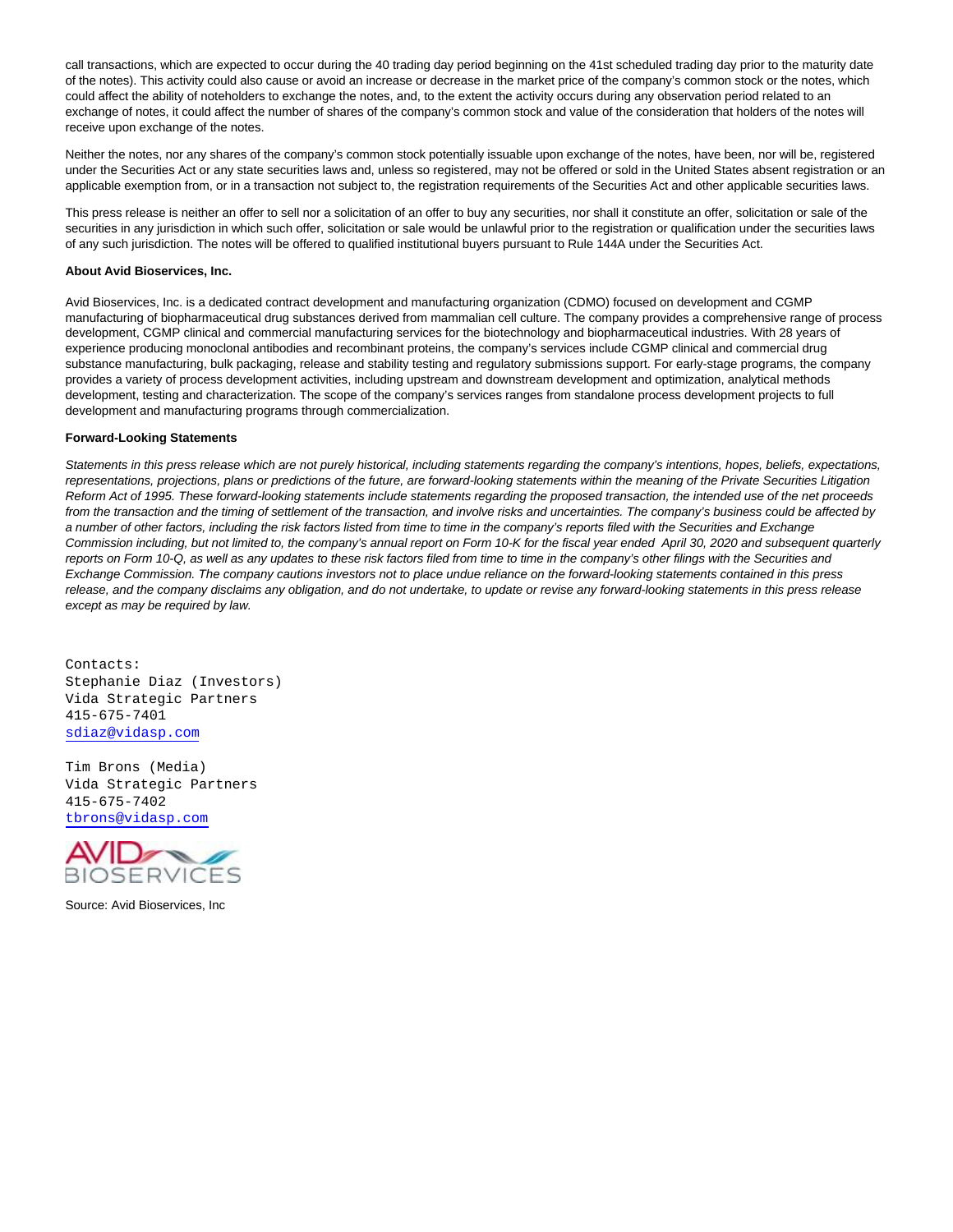call transactions, which are expected to occur during the 40 trading day period beginning on the 41st scheduled trading day prior to the maturity date of the notes). This activity could also cause or avoid an increase or decrease in the market price of the company's common stock or the notes, which could affect the ability of noteholders to exchange the notes, and, to the extent the activity occurs during any observation period related to an exchange of notes, it could affect the number of shares of the company's common stock and value of the consideration that holders of the notes will receive upon exchange of the notes.

Neither the notes, nor any shares of the company's common stock potentially issuable upon exchange of the notes, have been, nor will be, registered under the Securities Act or any state securities laws and, unless so registered, may not be offered or sold in the United States absent registration or an applicable exemption from, or in a transaction not subject to, the registration requirements of the Securities Act and other applicable securities laws.

This press release is neither an offer to sell nor a solicitation of an offer to buy any securities, nor shall it constitute an offer, solicitation or sale of the securities in any jurisdiction in which such offer, solicitation or sale would be unlawful prior to the registration or qualification under the securities laws of any such jurisdiction. The notes will be offered to qualified institutional buyers pursuant to Rule 144A under the Securities Act.

**About Avid Bioservices, Inc.**

Avid Bioservices, Inc. is a dedicated contract development and manufacturing organization (CDMO) focused on development and CGMP manufacturing of biopharmaceutical drug substances derived from mammalian cell culture. The company provides a comprehensive range of process development, CGMP clinical and commercial manufacturing services for the biotechnology and biopharmaceutical industries. With 28 years of experience producing monoclonal antibodies and recombinant proteins, the company's services include CGMP clinical and commercial drug substance manufacturing, bulk packaging, release and stability testing and regulatory submissions support. For early-stage programs, the company provides a variety of process development activities, including upstream and downstream development and optimization, analytical methods development, testing and characterization. The scope of the company's services ranges from standalone process development projects to full development and manufacturing programs through commercialization.

**Forward-Looking Statements**

*Statements in this press release which are not purely historical, including statements regarding the company's intentions, hopes, beliefs, expectations, representations, projections, plans or predictions of the future, are forward-looking statements within the meaning of the Private Securities Litigation Reform Act of 1995. These forward-looking statements include statements regarding the proposed transaction, the intended use of the net proceeds from the transaction and the timing of settlement of the transaction, and involve risks and uncertainties. The company's business could be affected by a number of other factors, including the risk factors listed from time to time in the company's reports filed with the Securities and Exchange Commission including, but not limited to, the company's annual report on Form 10-K for the fiscal year ended April 30, 2020 and subsequent quarterly reports on Form 10-Q, as well as any updates to these risk factors filed from time to time in the company's other filings with the Securities and Exchange Commission. The company cautions investors not to place undue reliance on the forward-looking statements contained in this press release, and the company disclaims any obligation, and do not undertake, to update or revise any forward-looking statements in this press release except as may be required by law.*

Contacts:
Stephanie Diaz (Investors)
Vida Strategic Partners
415-675-7401
sdiaz@vidasp.com

Tim Brons (Media)
Vida Strategic Partners
415-675-7402
tbrons@vidasp.com

AVID BIOSERVICES

Source: Avid Bioservices, Inc